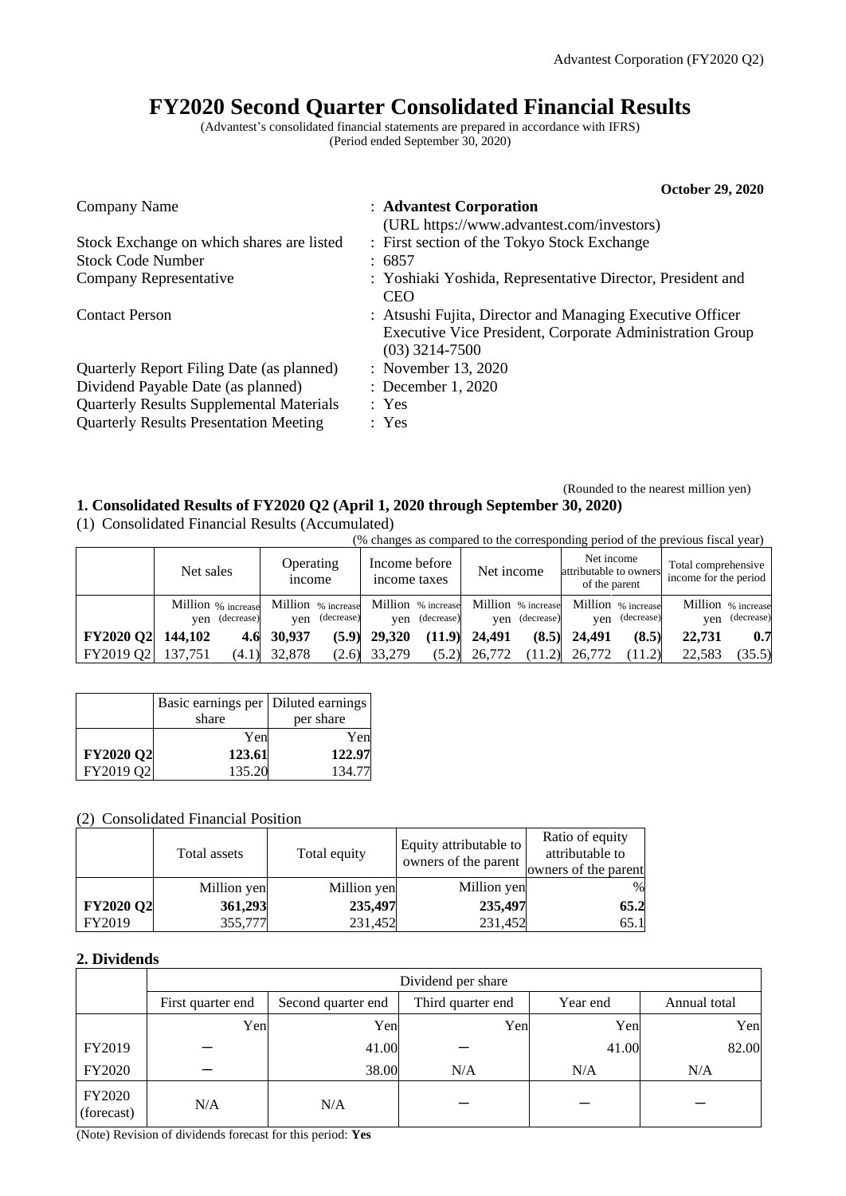# FY2020 Second Quarter Consolidated Financial Results

(Advantest's consolidated financial statements are prepared in accordance with IFRS)
(Period ended September 30, 2020)

**October 29, 2020**

| | |
|---|---|
| Company Name | : **Advantest Corporation** (URL https://www.advantest.com/investors) |
| Stock Exchange on which shares are listed | : First section of the Tokyo Stock Exchange |
| Stock Code Number | : 6857 |
| Company Representative | : Yoshiaki Yoshida, Representative Director, President and CEO |
| Contact Person | : Atsushi Fujita, Director and Managing Executive Officer Executive Vice President, Corporate Administration Group (03) 3214-7500 |
| Quarterly Report Filing Date (as planned) | : November 13, 2020 |
| Dividend Payable Date (as planned) | : December 1, 2020 |
| Quarterly Results Supplemental Materials | : Yes |
| Quarterly Results Presentation Meeting | : Yes |

(Rounded to the nearest million yen)

## 1. Consolidated Results of FY2020 Q2 (April 1, 2020 through September 30, 2020)

(1) Consolidated Financial Results (Accumulated)

(% changes as compared to the corresponding period of the previous fiscal year)

| | Net sales | | Operating income | | Income before income taxes | | Net income | | Net income attributable to owners of the parent | | Total comprehensive income for the period | |
|---|---|---|---|---|---|---|---|---|---|---|---|---|
| | Million yen | % increase (decrease) | Million yen | % increase (decrease) | Million yen | % increase (decrease) | Million yen | % increase (decrease) | Million yen | % increase (decrease) | Million yen | % increase (decrease) |
| **FY2020 Q2** | **144,102** | **4.6** | **30,937** | **(5.9)** | **29,320** | **(11.9)** | **24,491** | **(8.5)** | **24,491** | **(8.5)** | **22,731** | **0.7** |
| FY2019 Q2 | 137,751 | (4.1) | 32,878 | (2.6) | 33,279 | (5.2) | 26,772 | (11.2) | 26,772 | (11.2) | 22,583 | (35.5) |

| | Basic earnings per share | Diluted earnings per share |
|---|---|---|
| | Yen | Yen |
| **FY2020 Q2** | **123.61** | **122.97** |
| FY2019 Q2 | 135.20 | 134.77 |

(2) Consolidated Financial Position

| | Total assets | Total equity | Equity attributable to owners of the parent | Ratio of equity attributable to owners of the parent |
|---|---|---|---|---|
| | Million yen | Million yen | Million yen | % |
| **FY2020 Q2** | **361,293** | **235,497** | **235,497** | **65.2** |
| FY2019 | 355,777 | 231,452 | 231,452 | 65.1 |

## 2. Dividends

| | Dividend per share | | | | |
|---|---|---|---|---|---|
| | First quarter end | Second quarter end | Third quarter end | Year end | Annual total |
| | Yen | Yen | Yen | Yen | Yen |
| FY2019 | ― | 41.00 | ― | 41.00 | 82.00 |
| FY2020 | ― | 38.00 | N/A | N/A | N/A |
| FY2020 (forecast) | N/A | N/A | ― | ― | ― |

(Note) Revision of dividends forecast for this period: **Yes**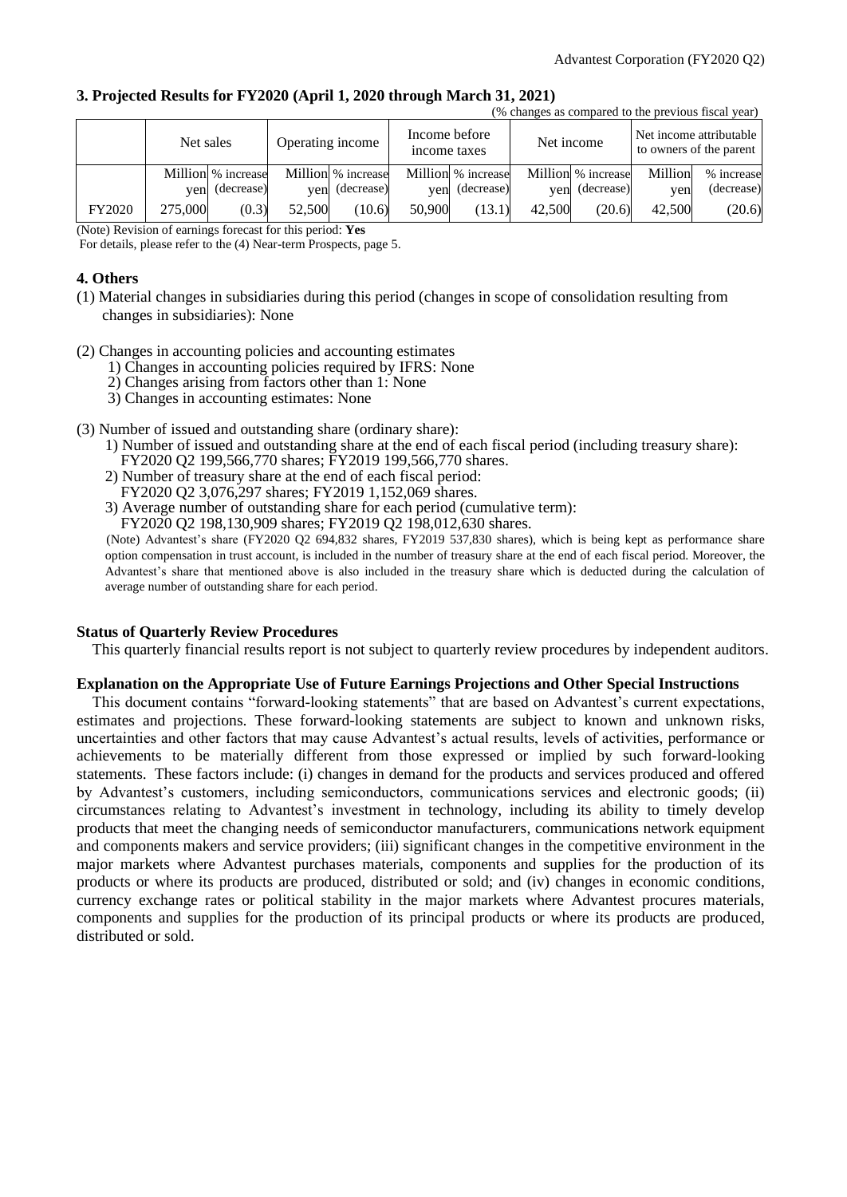### 3. Projected Results for FY2020 (April 1, 2020 through March 31, 2021)

(% changes as compared to the previous fiscal year)

| | Net sales | | Operating income | | Income before income taxes | | Net income | | Net income attributable to owners of the parent | |
|---|---|---|---|---|---|---|---|---|---|---|
| | Million yen | % increase (decrease) | Million yen | % increase (decrease) | Million yen | % increase (decrease) | Million yen | % increase (decrease) | Million yen | % increase (decrease) |
| FY2020 | 275,000 | (0.3) | 52,500 | (10.6) | 50,900 | (13.1) | 42,500 | (20.6) | 42,500 | (20.6) |

(Note) Revision of earnings forecast for this period: **Yes**

For details, please refer to the (4) Near-term Prospects, page 5.

### 4. Others

(1) Material changes in subsidiaries during this period (changes in scope of consolidation resulting from changes in subsidiaries): None

(2) Changes in accounting policies and accounting estimates
  1) Changes in accounting policies required by IFRS: None
  2) Changes arising from factors other than 1: None
  3) Changes in accounting estimates: None

(3) Number of issued and outstanding share (ordinary share):
  1) Number of issued and outstanding share at the end of each fiscal period (including treasury share): FY2020 Q2 199,566,770 shares; FY2019 199,566,770 shares.
  2) Number of treasury share at the end of each fiscal period: FY2020 Q2 3,076,297 shares; FY2019 1,152,069 shares.
  3) Average number of outstanding share for each period (cumulative term): FY2020 Q2 198,130,909 shares; FY2019 Q2 198,012,630 shares.

(Note) Advantest's share (FY2020 Q2 694,832 shares, FY2019 537,830 shares), which is being kept as performance share option compensation in trust account, is included in the number of treasury share at the end of each fiscal period. Moreover, the Advantest's share that mentioned above is also included in the treasury share which is deducted during the calculation of average number of outstanding share for each period.

**Status of Quarterly Review Procedures**

This quarterly financial results report is not subject to quarterly review procedures by independent auditors.

**Explanation on the Appropriate Use of Future Earnings Projections and Other Special Instructions**

This document contains "forward-looking statements" that are based on Advantest's current expectations, estimates and projections. These forward-looking statements are subject to known and unknown risks, uncertainties and other factors that may cause Advantest's actual results, levels of activities, performance or achievements to be materially different from those expressed or implied by such forward-looking statements. These factors include: (i) changes in demand for the products and services produced and offered by Advantest's customers, including semiconductors, communications services and electronic goods; (ii) circumstances relating to Advantest's investment in technology, including its ability to timely develop products that meet the changing needs of semiconductor manufacturers, communications network equipment and components makers and service providers; (iii) significant changes in the competitive environment in the major markets where Advantest purchases materials, components and supplies for the production of its products or where its products are produced, distributed or sold; and (iv) changes in economic conditions, currency exchange rates or political stability in the major markets where Advantest procures materials, components and supplies for the production of its principal products or where its products are produced, distributed or sold.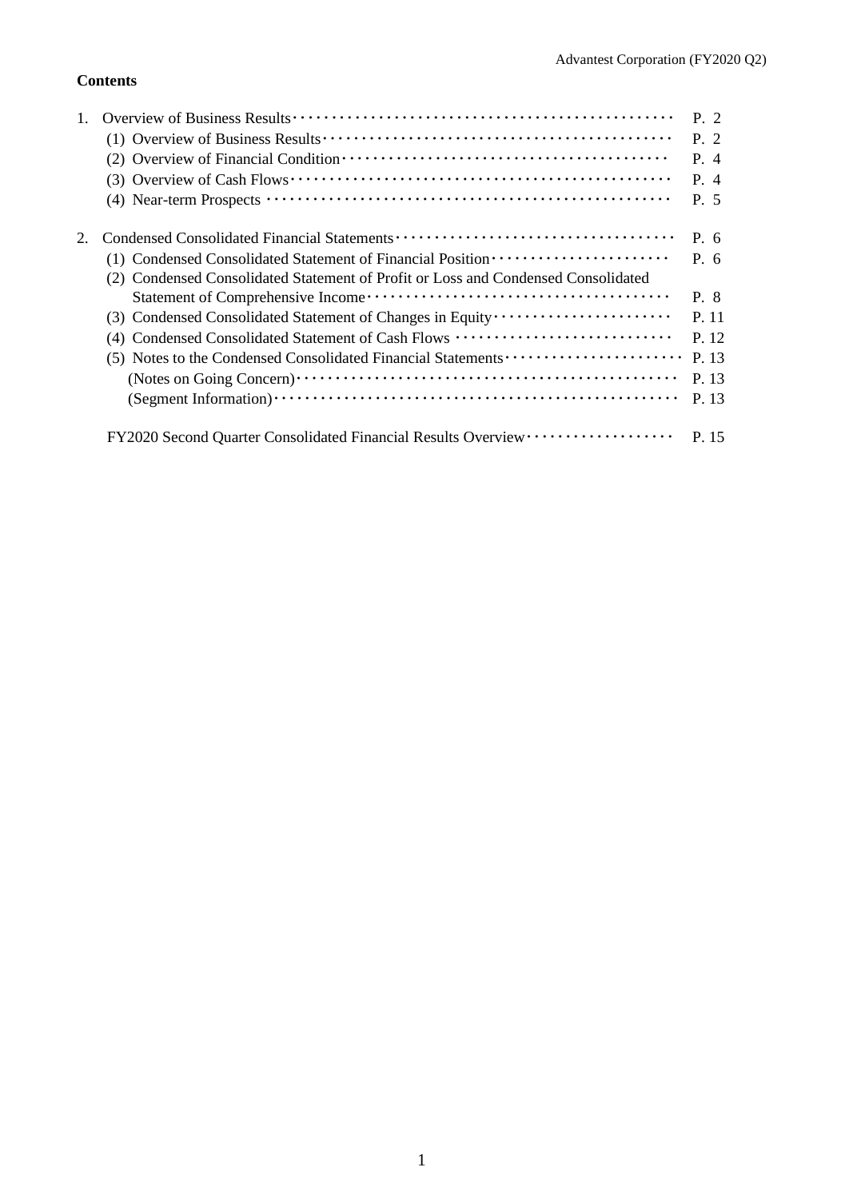**Contents**

| | | |
|---|---|---|
| 1. | Overview of Business Results | P. 2 |
| | (1) Overview of Business Results | P. 2 |
| | (2) Overview of Financial Condition | P. 4 |
| | (3) Overview of Cash Flows | P. 4 |
| | (4) Near-term Prospects | P. 5 |
| 2. | Condensed Consolidated Financial Statements | P. 6 |
| | (1) Condensed Consolidated Statement of Financial Position | P. 6 |
| | (2) Condensed Consolidated Statement of Profit or Loss and Condensed Consolidated Statement of Comprehensive Income | P. 8 |
| | (3) Condensed Consolidated Statement of Changes in Equity | P. 11 |
| | (4) Condensed Consolidated Statement of Cash Flows | P. 12 |
| | (5) Notes to the Condensed Consolidated Financial Statements | P. 13 |
| | (Notes on Going Concern) | P. 13 |
| | (Segment Information) | P. 13 |
| | FY2020 Second Quarter Consolidated Financial Results Overview | P. 15 |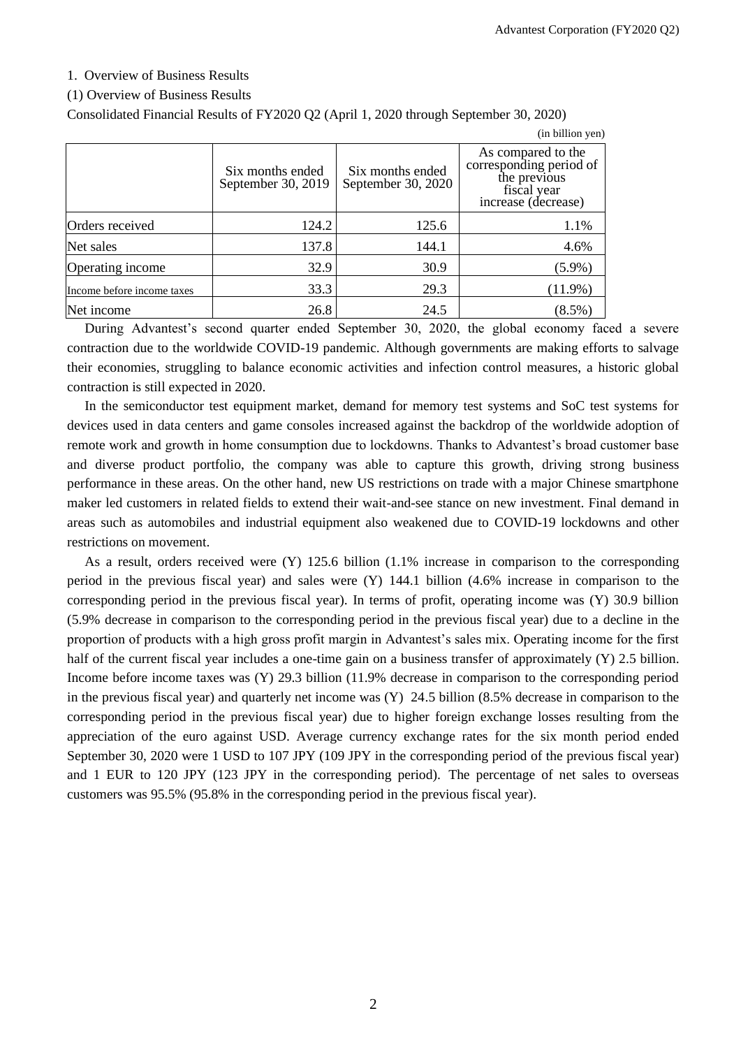1. Overview of Business Results

(1) Overview of Business Results

Consolidated Financial Results of FY2020 Q2 (April 1, 2020 through September 30, 2020)

(in billion yen)

| | Six months ended September 30, 2019 | Six months ended September 30, 2020 | As compared to the corresponding period of the previous fiscal year increase (decrease) |
|---|---|---|---|
| Orders received | 124.2 | 125.6 | 1.1% |
| Net sales | 137.8 | 144.1 | 4.6% |
| Operating income | 32.9 | 30.9 | (5.9%) |
| Income before income taxes | 33.3 | 29.3 | (11.9%) |
| Net income | 26.8 | 24.5 | (8.5%) |

During Advantest's second quarter ended September 30, 2020, the global economy faced a severe contraction due to the worldwide COVID-19 pandemic. Although governments are making efforts to salvage their economies, struggling to balance economic activities and infection control measures, a historic global contraction is still expected in 2020.

In the semiconductor test equipment market, demand for memory test systems and SoC test systems for devices used in data centers and game consoles increased against the backdrop of the worldwide adoption of remote work and growth in home consumption due to lockdowns. Thanks to Advantest's broad customer base and diverse product portfolio, the company was able to capture this growth, driving strong business performance in these areas. On the other hand, new US restrictions on trade with a major Chinese smartphone maker led customers in related fields to extend their wait-and-see stance on new investment. Final demand in areas such as automobiles and industrial equipment also weakened due to COVID-19 lockdowns and other restrictions on movement.

As a result, orders received were (Y) 125.6 billion (1.1% increase in comparison to the corresponding period in the previous fiscal year) and sales were (Y) 144.1 billion (4.6% increase in comparison to the corresponding period in the previous fiscal year). In terms of profit, operating income was (Y) 30.9 billion (5.9% decrease in comparison to the corresponding period in the previous fiscal year) due to a decline in the proportion of products with a high gross profit margin in Advantest's sales mix. Operating income for the first half of the current fiscal year includes a one-time gain on a business transfer of approximately (Y) 2.5 billion. Income before income taxes was (Y) 29.3 billion (11.9% decrease in comparison to the corresponding period in the previous fiscal year) and quarterly net income was (Y) 24.5 billion (8.5% decrease in comparison to the corresponding period in the previous fiscal year) due to higher foreign exchange losses resulting from the appreciation of the euro against USD. Average currency exchange rates for the six month period ended September 30, 2020 were 1 USD to 107 JPY (109 JPY in the corresponding period of the previous fiscal year) and 1 EUR to 120 JPY (123 JPY in the corresponding period). The percentage of net sales to overseas customers was 95.5% (95.8% in the corresponding period in the previous fiscal year).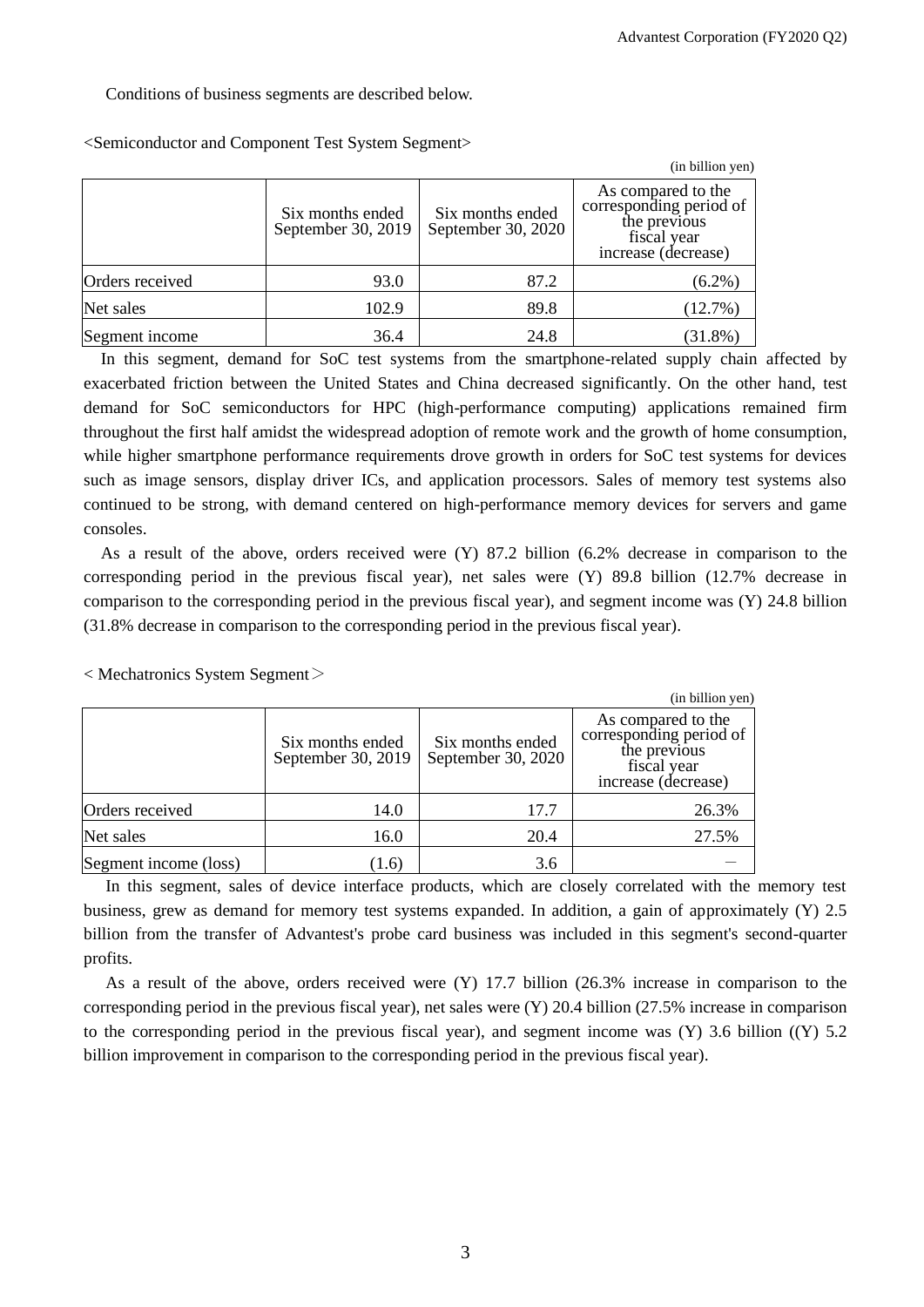Conditions of business segments are described below.

<Semiconductor and Component Test System Segment>

(in billion yen)

| | Six months ended September 30, 2019 | Six months ended September 30, 2020 | As compared to the corresponding period of the previous fiscal year increase (decrease) |
|---|---|---|---|
| Orders received | 93.0 | 87.2 | (6.2%) |
| Net sales | 102.9 | 89.8 | (12.7%) |
| Segment income | 36.4 | 24.8 | (31.8%) |

In this segment, demand for SoC test systems from the smartphone-related supply chain affected by exacerbated friction between the United States and China decreased significantly. On the other hand, test demand for SoC semiconductors for HPC (high-performance computing) applications remained firm throughout the first half amidst the widespread adoption of remote work and the growth of home consumption, while higher smartphone performance requirements drove growth in orders for SoC test systems for devices such as image sensors, display driver ICs, and application processors. Sales of memory test systems also continued to be strong, with demand centered on high-performance memory devices for servers and game consoles.

As a result of the above, orders received were (Y) 87.2 billion (6.2% decrease in comparison to the corresponding period in the previous fiscal year), net sales were (Y) 89.8 billion (12.7% decrease in comparison to the corresponding period in the previous fiscal year), and segment income was (Y) 24.8 billion (31.8% decrease in comparison to the corresponding period in the previous fiscal year).

< Mechatronics System Segment＞

(in billion yen)

| | Six months ended September 30, 2019 | Six months ended September 30, 2020 | As compared to the corresponding period of the previous fiscal year increase (decrease) |
|---|---|---|---|
| Orders received | 14.0 | 17.7 | 26.3% |
| Net sales | 16.0 | 20.4 | 27.5% |
| Segment income (loss) | (1.6) | 3.6 | － |

In this segment, sales of device interface products, which are closely correlated with the memory test business, grew as demand for memory test systems expanded. In addition, a gain of approximately (Y) 2.5 billion from the transfer of Advantest's probe card business was included in this segment's second-quarter profits.

As a result of the above, orders received were (Y) 17.7 billion (26.3% increase in comparison to the corresponding period in the previous fiscal year), net sales were (Y) 20.4 billion (27.5% increase in comparison to the corresponding period in the previous fiscal year), and segment income was (Y) 3.6 billion ((Y) 5.2 billion improvement in comparison to the corresponding period in the previous fiscal year).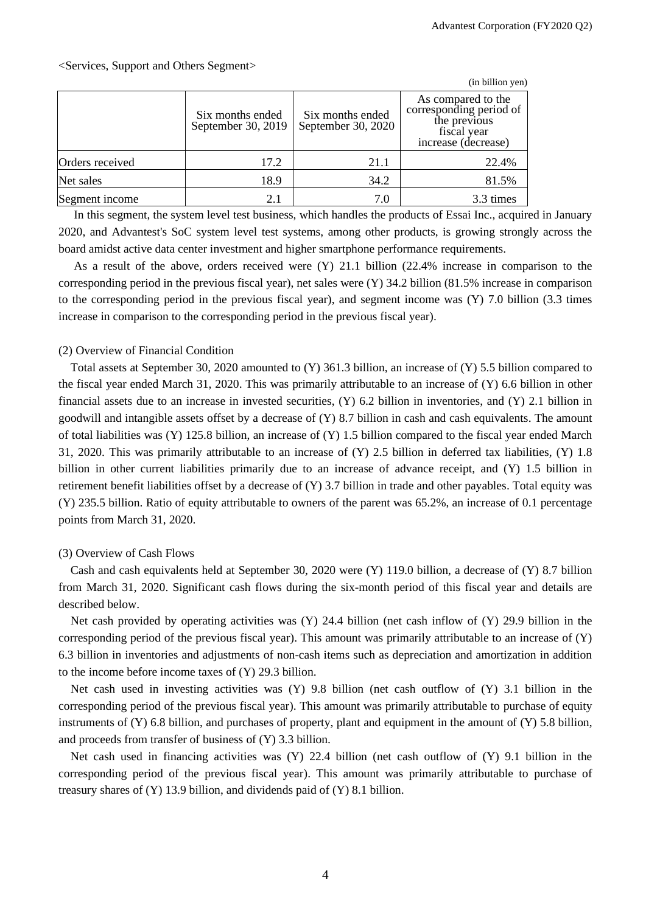<Services, Support and Others Segment>

(in billion yen)

| | Six months ended September 30, 2019 | Six months ended September 30, 2020 | As compared to the corresponding period of the previous fiscal year increase (decrease) |
|---|---|---|---|
| Orders received | 17.2 | 21.1 | 22.4% |
| Net sales | 18.9 | 34.2 | 81.5% |
| Segment income | 2.1 | 7.0 | 3.3 times |

In this segment, the system level test business, which handles the products of Essai Inc., acquired in January 2020, and Advantest's SoC system level test systems, among other products, is growing strongly across the board amidst active data center investment and higher smartphone performance requirements.

As a result of the above, orders received were (Y) 21.1 billion (22.4% increase in comparison to the corresponding period in the previous fiscal year), net sales were (Y) 34.2 billion (81.5% increase in comparison to the corresponding period in the previous fiscal year), and segment income was (Y) 7.0 billion (3.3 times increase in comparison to the corresponding period in the previous fiscal year).

(2) Overview of Financial Condition

Total assets at September 30, 2020 amounted to (Y) 361.3 billion, an increase of (Y) 5.5 billion compared to the fiscal year ended March 31, 2020. This was primarily attributable to an increase of (Y) 6.6 billion in other financial assets due to an increase in invested securities, (Y) 6.2 billion in inventories, and (Y) 2.1 billion in goodwill and intangible assets offset by a decrease of (Y) 8.7 billion in cash and cash equivalents. The amount of total liabilities was (Y) 125.8 billion, an increase of (Y) 1.5 billion compared to the fiscal year ended March 31, 2020. This was primarily attributable to an increase of (Y) 2.5 billion in deferred tax liabilities, (Y) 1.8 billion in other current liabilities primarily due to an increase of advance receipt, and (Y) 1.5 billion in retirement benefit liabilities offset by a decrease of (Y) 3.7 billion in trade and other payables. Total equity was (Y) 235.5 billion. Ratio of equity attributable to owners of the parent was 65.2%, an increase of 0.1 percentage points from March 31, 2020.

(3) Overview of Cash Flows

Cash and cash equivalents held at September 30, 2020 were (Y) 119.0 billion, a decrease of (Y) 8.7 billion from March 31, 2020. Significant cash flows during the six-month period of this fiscal year and details are described below.

Net cash provided by operating activities was (Y) 24.4 billion (net cash inflow of (Y) 29.9 billion in the corresponding period of the previous fiscal year). This amount was primarily attributable to an increase of (Y) 6.3 billion in inventories and adjustments of non-cash items such as depreciation and amortization in addition to the income before income taxes of (Y) 29.3 billion.

Net cash used in investing activities was (Y) 9.8 billion (net cash outflow of (Y) 3.1 billion in the corresponding period of the previous fiscal year). This amount was primarily attributable to purchase of equity instruments of (Y) 6.8 billion, and purchases of property, plant and equipment in the amount of (Y) 5.8 billion, and proceeds from transfer of business of (Y) 3.3 billion.

Net cash used in financing activities was (Y) 22.4 billion (net cash outflow of (Y) 9.1 billion in the corresponding period of the previous fiscal year). This amount was primarily attributable to purchase of treasury shares of (Y) 13.9 billion, and dividends paid of (Y) 8.1 billion.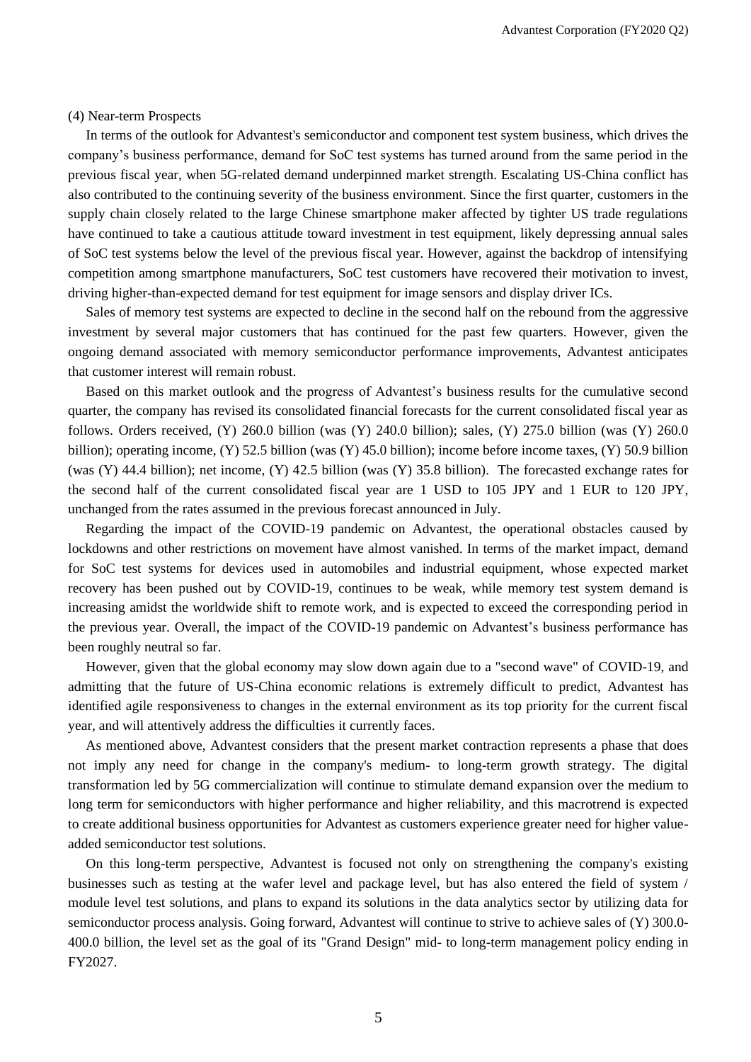(4) Near-term Prospects

In terms of the outlook for Advantest's semiconductor and component test system business, which drives the company's business performance, demand for SoC test systems has turned around from the same period in the previous fiscal year, when 5G-related demand underpinned market strength. Escalating US-China conflict has also contributed to the continuing severity of the business environment. Since the first quarter, customers in the supply chain closely related to the large Chinese smartphone maker affected by tighter US trade regulations have continued to take a cautious attitude toward investment in test equipment, likely depressing annual sales of SoC test systems below the level of the previous fiscal year. However, against the backdrop of intensifying competition among smartphone manufacturers, SoC test customers have recovered their motivation to invest, driving higher-than-expected demand for test equipment for image sensors and display driver ICs.

Sales of memory test systems are expected to decline in the second half on the rebound from the aggressive investment by several major customers that has continued for the past few quarters. However, given the ongoing demand associated with memory semiconductor performance improvements, Advantest anticipates that customer interest will remain robust.

Based on this market outlook and the progress of Advantest's business results for the cumulative second quarter, the company has revised its consolidated financial forecasts for the current consolidated fiscal year as follows. Orders received, (Y) 260.0 billion (was (Y) 240.0 billion); sales, (Y) 275.0 billion (was (Y) 260.0 billion); operating income, (Y) 52.5 billion (was (Y) 45.0 billion); income before income taxes, (Y) 50.9 billion (was (Y) 44.4 billion); net income, (Y) 42.5 billion (was (Y) 35.8 billion). The forecasted exchange rates for the second half of the current consolidated fiscal year are 1 USD to 105 JPY and 1 EUR to 120 JPY, unchanged from the rates assumed in the previous forecast announced in July.

Regarding the impact of the COVID-19 pandemic on Advantest, the operational obstacles caused by lockdowns and other restrictions on movement have almost vanished. In terms of the market impact, demand for SoC test systems for devices used in automobiles and industrial equipment, whose expected market recovery has been pushed out by COVID-19, continues to be weak, while memory test system demand is increasing amidst the worldwide shift to remote work, and is expected to exceed the corresponding period in the previous year. Overall, the impact of the COVID-19 pandemic on Advantest's business performance has been roughly neutral so far.

However, given that the global economy may slow down again due to a "second wave" of COVID-19, and admitting that the future of US-China economic relations is extremely difficult to predict, Advantest has identified agile responsiveness to changes in the external environment as its top priority for the current fiscal year, and will attentively address the difficulties it currently faces.

As mentioned above, Advantest considers that the present market contraction represents a phase that does not imply any need for change in the company's medium- to long-term growth strategy. The digital transformation led by 5G commercialization will continue to stimulate demand expansion over the medium to long term for semiconductors with higher performance and higher reliability, and this macrotrend is expected to create additional business opportunities for Advantest as customers experience greater need for higher value-added semiconductor test solutions.

On this long-term perspective, Advantest is focused not only on strengthening the company's existing businesses such as testing at the wafer level and package level, but has also entered the field of system / module level test solutions, and plans to expand its solutions in the data analytics sector by utilizing data for semiconductor process analysis. Going forward, Advantest will continue to strive to achieve sales of (Y) 300.0-400.0 billion, the level set as the goal of its "Grand Design" mid- to long-term management policy ending in FY2027.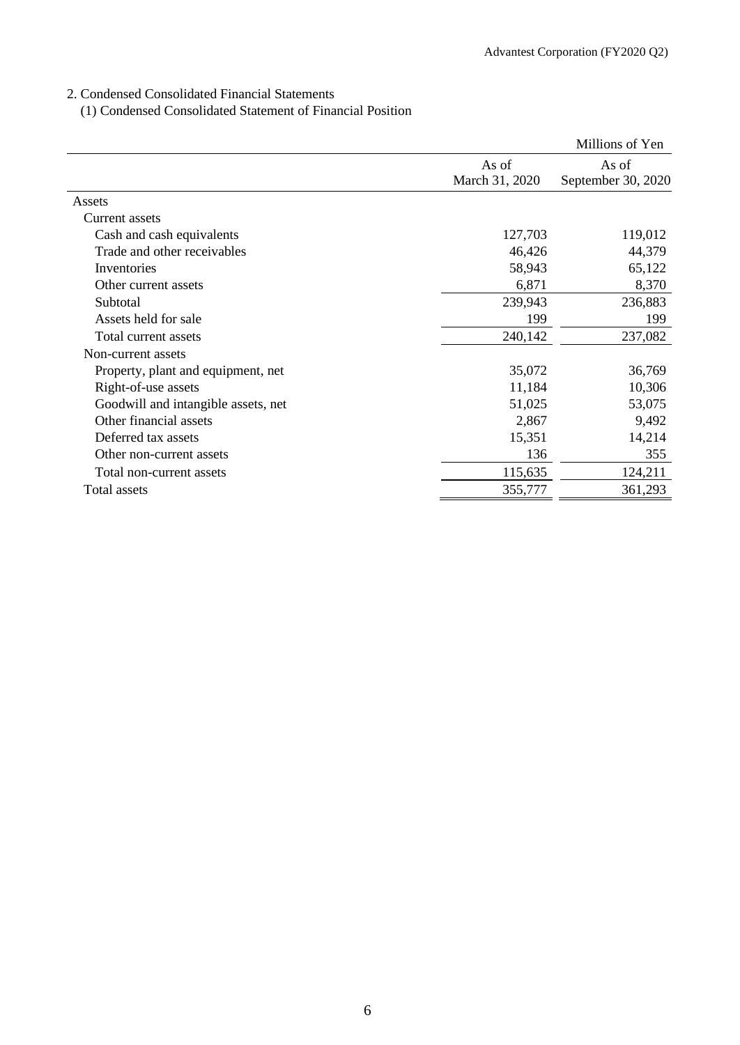## 2. Condensed Consolidated Financial Statements

### (1) Condensed Consolidated Statement of Financial Position

| | | Millions of Yen |
|---|---|---|
| | As of March 31, 2020 | As of September 30, 2020 |
| Assets | | |
| Current assets | | |
| Cash and cash equivalents | 127,703 | 119,012 |
| Trade and other receivables | 46,426 | 44,379 |
| Inventories | 58,943 | 65,122 |
| Other current assets | 6,871 | 8,370 |
| Subtotal | 239,943 | 236,883 |
| Assets held for sale | 199 | 199 |
| Total current assets | 240,142 | 237,082 |
| Non-current assets | | |
| Property, plant and equipment, net | 35,072 | 36,769 |
| Right-of-use assets | 11,184 | 10,306 |
| Goodwill and intangible assets, net | 51,025 | 53,075 |
| Other financial assets | 2,867 | 9,492 |
| Deferred tax assets | 15,351 | 14,214 |
| Other non-current assets | 136 | 355 |
| Total non-current assets | 115,635 | 124,211 |
| Total assets | 355,777 | 361,293 |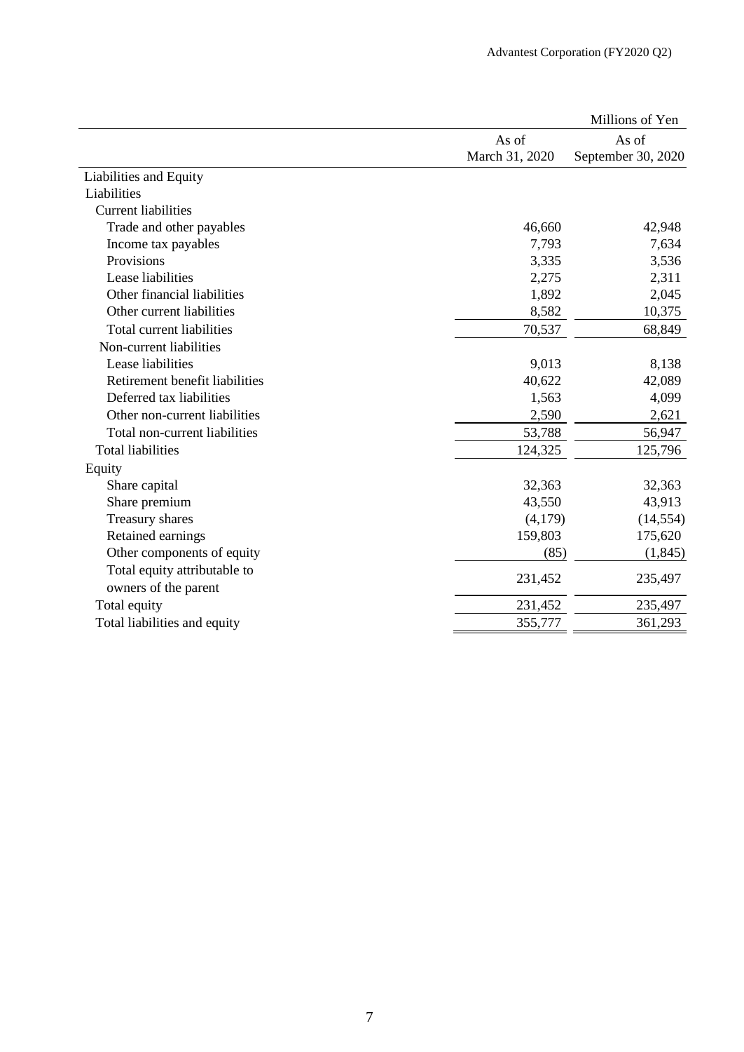| | | Millions of Yen |
|---|---|---|
| | As of March 31, 2020 | As of September 30, 2020 |
| Liabilities and Equity | | |
| Liabilities | | |
| Current liabilities | | |
| Trade and other payables | 46,660 | 42,948 |
| Income tax payables | 7,793 | 7,634 |
| Provisions | 3,335 | 3,536 |
| Lease liabilities | 2,275 | 2,311 |
| Other financial liabilities | 1,892 | 2,045 |
| Other current liabilities | 8,582 | 10,375 |
| Total current liabilities | 70,537 | 68,849 |
| Non-current liabilities | | |
| Lease liabilities | 9,013 | 8,138 |
| Retirement benefit liabilities | 40,622 | 42,089 |
| Deferred tax liabilities | 1,563 | 4,099 |
| Other non-current liabilities | 2,590 | 2,621 |
| Total non-current liabilities | 53,788 | 56,947 |
| Total liabilities | 124,325 | 125,796 |
| Equity | | |
| Share capital | 32,363 | 32,363 |
| Share premium | 43,550 | 43,913 |
| Treasury shares | (4,179) | (14,554) |
| Retained earnings | 159,803 | 175,620 |
| Other components of equity | (85) | (1,845) |
| Total equity attributable to owners of the parent | 231,452 | 235,497 |
| Total equity | 231,452 | 235,497 |
| Total liabilities and equity | 355,777 | 361,293 |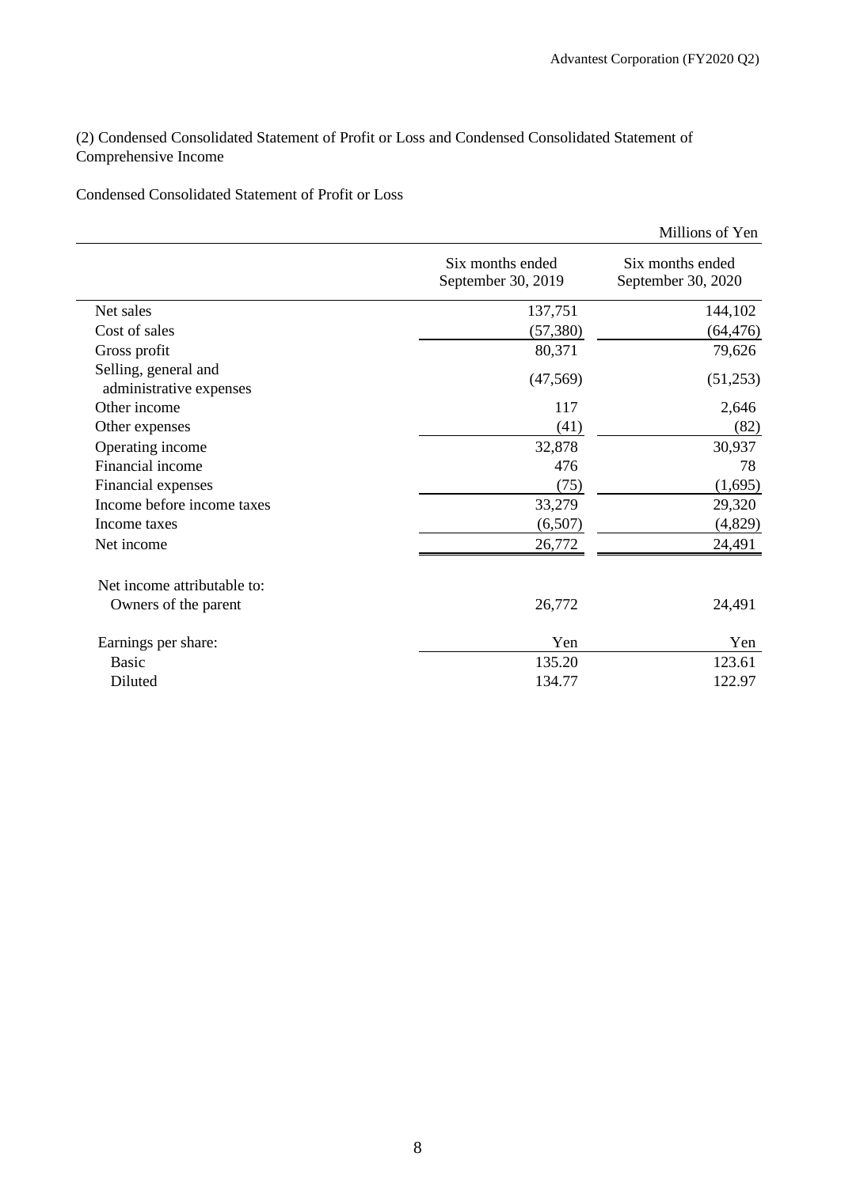## (2) Condensed Consolidated Statement of Profit or Loss and Condensed Consolidated Statement of Comprehensive Income

### Condensed Consolidated Statement of Profit or Loss

Millions of Yen

| | Six months ended September 30, 2019 | Six months ended September 30, 2020 |
|---|---|---|
| Net sales | 137,751 | 144,102 |
| Cost of sales | (57,380) | (64,476) |
| Gross profit | 80,371 | 79,626 |
| Selling, general and administrative expenses | (47,569) | (51,253) |
| Other income | 117 | 2,646 |
| Other expenses | (41) | (82) |
| Operating income | 32,878 | 30,937 |
| Financial income | 476 | 78 |
| Financial expenses | (75) | (1,695) |
| Income before income taxes | 33,279 | 29,320 |
| Income taxes | (6,507) | (4,829) |
| Net income | 26,772 | 24,491 |
| Net income attributable to: | | |
| Owners of the parent | 26,772 | 24,491 |
| Earnings per share: | Yen | Yen |
| Basic | 135.20 | 123.61 |
| Diluted | 134.77 | 122.97 |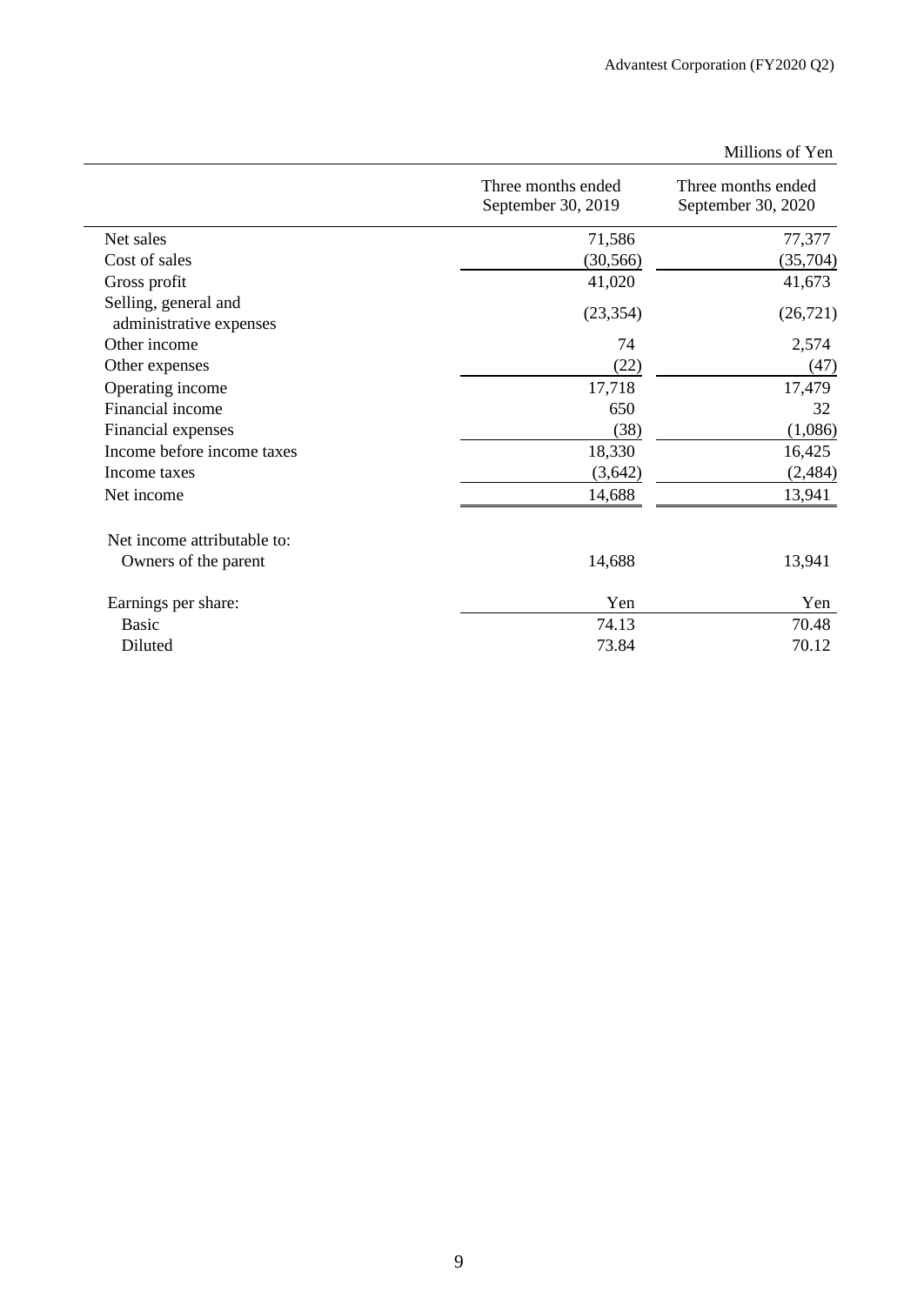Millions of Yen

| | Three months ended September 30, 2019 | Three months ended September 30, 2020 |
|---|---|---|
| Net sales | 71,586 | 77,377 |
| Cost of sales | (30,566) | (35,704) |
| Gross profit | 41,020 | 41,673 |
| Selling, general and administrative expenses | (23,354) | (26,721) |
| Other income | 74 | 2,574 |
| Other expenses | (22) | (47) |
| Operating income | 17,718 | 17,479 |
| Financial income | 650 | 32 |
| Financial expenses | (38) | (1,086) |
| Income before income taxes | 18,330 | 16,425 |
| Income taxes | (3,642) | (2,484) |
| Net income | 14,688 | 13,941 |
| | | |
| Net income attributable to: | | |
| Owners of the parent | 14,688 | 13,941 |
| | | |
| Earnings per share: | Yen | Yen |
| Basic | 74.13 | 70.48 |
| Diluted | 73.84 | 70.12 |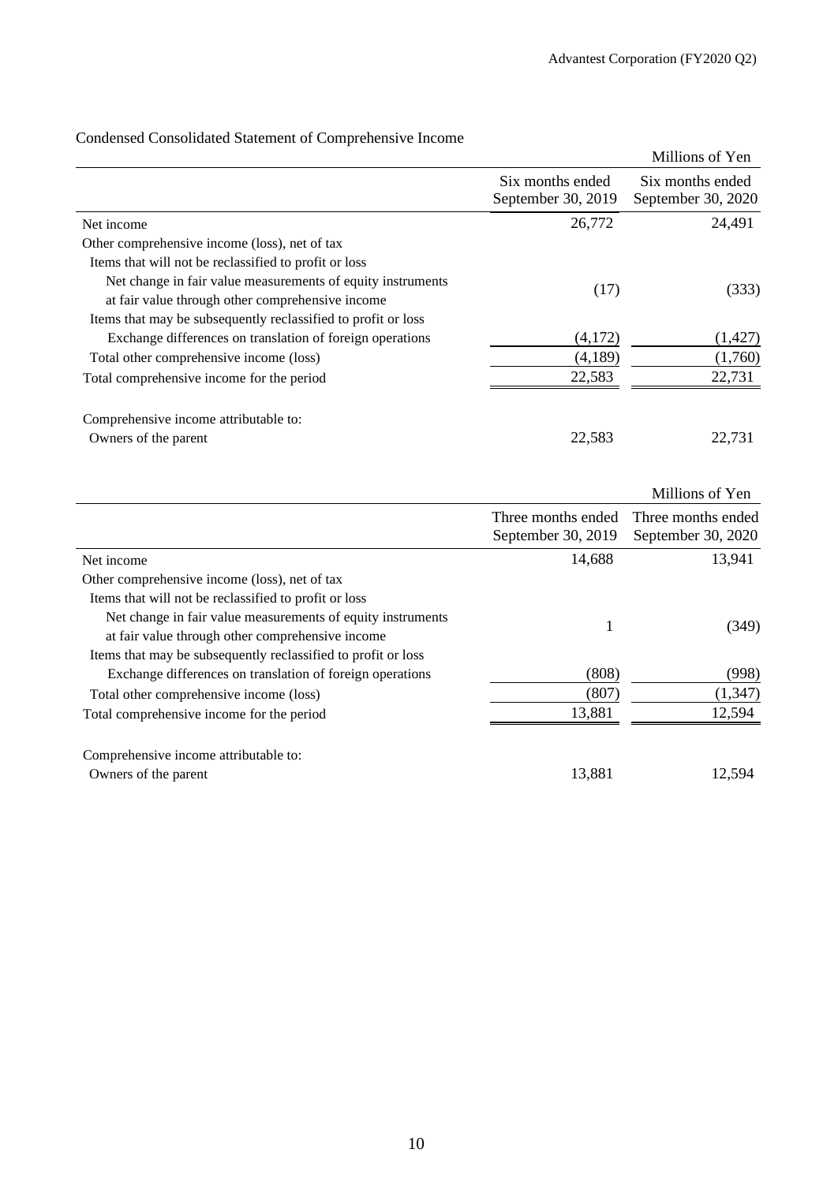## Condensed Consolidated Statement of Comprehensive Income

Millions of Yen

| | Six months ended September 30, 2019 | Six months ended September 30, 2020 |
|---|---|---|
| Net income | 26,772 | 24,491 |
| Other comprehensive income (loss), net of tax | | |
| Items that will not be reclassified to profit or loss | | |
| Net change in fair value measurements of equity instruments at fair value through other comprehensive income | (17) | (333) |
| Items that may be subsequently reclassified to profit or loss | | |
| Exchange differences on translation of foreign operations | (4,172) | (1,427) |
| Total other comprehensive income (loss) | (4,189) | (1,760) |
| Total comprehensive income for the period | 22,583 | 22,731 |
| | | |
| Comprehensive income attributable to: | | |
| Owners of the parent | 22,583 | 22,731 |

Millions of Yen

| | Three months ended September 30, 2019 | Three months ended September 30, 2020 |
|---|---|---|
| Net income | 14,688 | 13,941 |
| Other comprehensive income (loss), net of tax | | |
| Items that will not be reclassified to profit or loss | | |
| Net change in fair value measurements of equity instruments at fair value through other comprehensive income | 1 | (349) |
| Items that may be subsequently reclassified to profit or loss | | |
| Exchange differences on translation of foreign operations | (808) | (998) |
| Total other comprehensive income (loss) | (807) | (1,347) |
| Total comprehensive income for the period | 13,881 | 12,594 |
| | | |
| Comprehensive income attributable to: | | |
| Owners of the parent | 13,881 | 12,594 |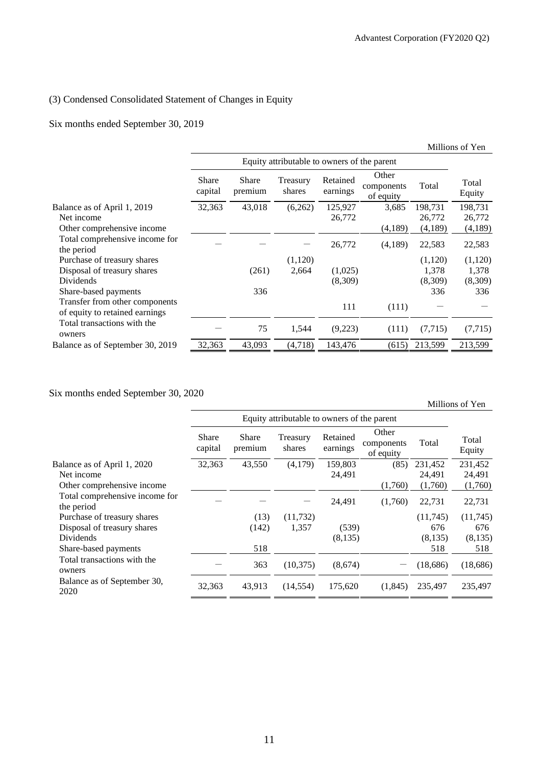## (3) Condensed Consolidated Statement of Changes in Equity

### Six months ended September 30, 2019

Millions of Yen

| | Equity attributable to owners of the parent | | | | | | |
|---|---|---|---|---|---|---|---|
| | Share capital | Share premium | Treasury shares | Retained earnings | Other components of equity | Total | Total Equity |
| Balance as of April 1, 2019 | 32,363 | 43,018 | (6,262) | 125,927 | 3,685 | 198,731 | 198,731 |
| Net income | | | | 26,772 | | 26,772 | 26,772 |
| Other comprehensive income | | | | | (4,189) | (4,189) | (4,189) |
| Total comprehensive income for the period | — | — | — | 26,772 | (4,189) | 22,583 | 22,583 |
| Purchase of treasury shares | | | (1,120) | | | (1,120) | (1,120) |
| Disposal of treasury shares | | (261) | 2,664 | (1,025) | | 1,378 | 1,378 |
| Dividends | | | | (8,309) | | (8,309) | (8,309) |
| Share-based payments | | 336 | | | | 336 | 336 |
| Transfer from other components of equity to retained earnings | | | | 111 | (111) | — | — |
| Total transactions with the owners | — | 75 | 1,544 | (9,223) | (111) | (7,715) | (7,715) |
| Balance as of September 30, 2019 | 32,363 | 43,093 | (4,718) | 143,476 | (615) | 213,599 | 213,599 |

### Six months ended September 30, 2020

Millions of Yen

| | Equity attributable to owners of the parent | | | | | | |
|---|---|---|---|---|---|---|---|
| | Share capital | Share premium | Treasury shares | Retained earnings | Other components of equity | Total | Total Equity |
| Balance as of April 1, 2020 | 32,363 | 43,550 | (4,179) | 159,803 | (85) | 231,452 | 231,452 |
| Net income | | | | 24,491 | | 24,491 | 24,491 |
| Other comprehensive income | | | | | (1,760) | (1,760) | (1,760) |
| Total comprehensive income for the period | — | — | — | 24,491 | (1,760) | 22,731 | 22,731 |
| Purchase of treasury shares | | (13) | (11,732) | | | (11,745) | (11,745) |
| Disposal of treasury shares | | (142) | 1,357 | (539) | | 676 | 676 |
| Dividends | | | | (8,135) | | (8,135) | (8,135) |
| Share-based payments | | 518 | | | | 518 | 518 |
| Total transactions with the owners | — | 363 | (10,375) | (8,674) | — | (18,686) | (18,686) |
| Balance as of September 30, 2020 | 32,363 | 43,913 | (14,554) | 175,620 | (1,845) | 235,497 | 235,497 |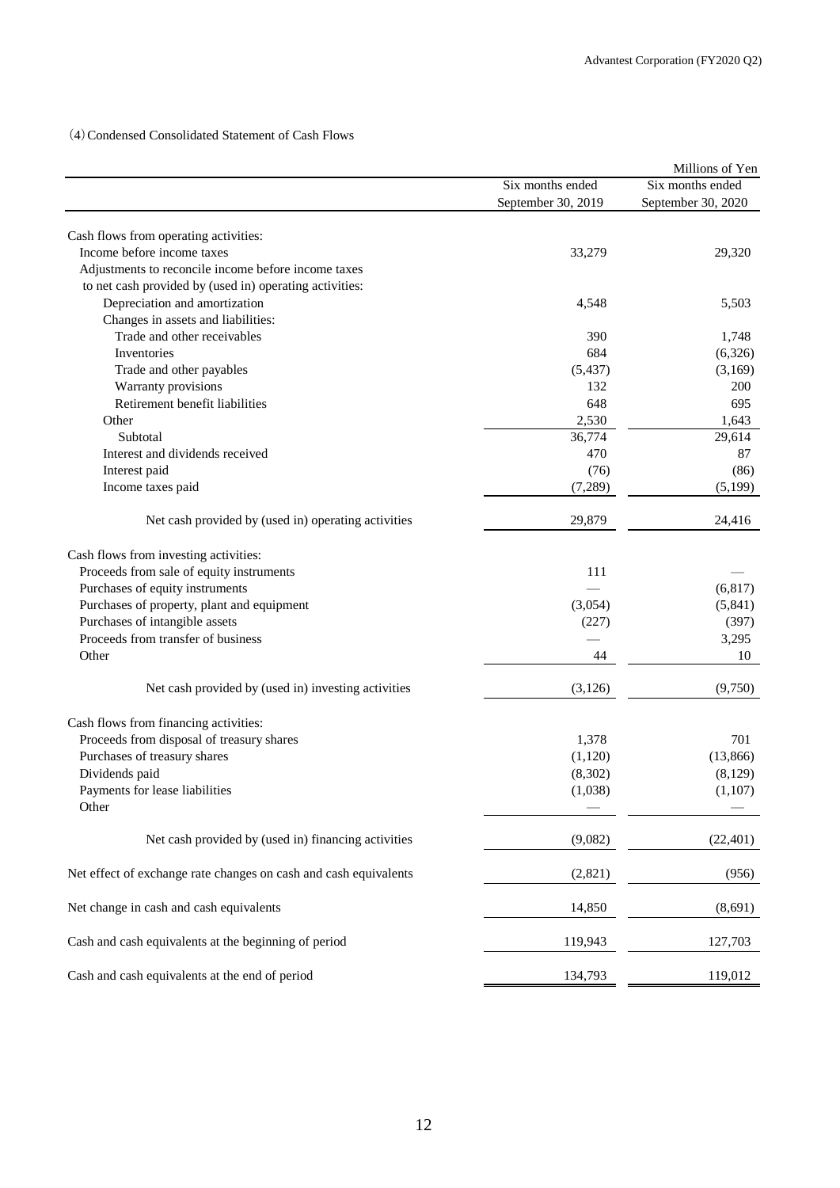(4) Condensed Consolidated Statement of Cash Flows

Millions of Yen

| | Six months ended September 30, 2019 | Six months ended September 30, 2020 |
|---|---|---|
| Cash flows from operating activities: | | |
| Income before income taxes | 33,279 | 29,320 |
| Adjustments to reconcile income before income taxes to net cash provided by (used in) operating activities: | | |
| Depreciation and amortization | 4,548 | 5,503 |
| Changes in assets and liabilities: | | |
| Trade and other receivables | 390 | 1,748 |
| Inventories | 684 | (6,326) |
| Trade and other payables | (5,437) | (3,169) |
| Warranty provisions | 132 | 200 |
| Retirement benefit liabilities | 648 | 695 |
| Other | 2,530 | 1,643 |
| Subtotal | 36,774 | 29,614 |
| Interest and dividends received | 470 | 87 |
| Interest paid | (76) | (86) |
| Income taxes paid | (7,289) | (5,199) |
| Net cash provided by (used in) operating activities | 29,879 | 24,416 |
| Cash flows from investing activities: | | |
| Proceeds from sale of equity instruments | 111 | — |
| Purchases of equity instruments | — | (6,817) |
| Purchases of property, plant and equipment | (3,054) | (5,841) |
| Purchases of intangible assets | (227) | (397) |
| Proceeds from transfer of business | — | 3,295 |
| Other | 44 | 10 |
| Net cash provided by (used in) investing activities | (3,126) | (9,750) |
| Cash flows from financing activities: | | |
| Proceeds from disposal of treasury shares | 1,378 | 701 |
| Purchases of treasury shares | (1,120) | (13,866) |
| Dividends paid | (8,302) | (8,129) |
| Payments for lease liabilities | (1,038) | (1,107) |
| Other | — | — |
| Net cash provided by (used in) financing activities | (9,082) | (22,401) |
| Net effect of exchange rate changes on cash and cash equivalents | (2,821) | (956) |
| Net change in cash and cash equivalents | 14,850 | (8,691) |
| Cash and cash equivalents at the beginning of period | 119,943 | 127,703 |
| Cash and cash equivalents at the end of period | 134,793 | 119,012 |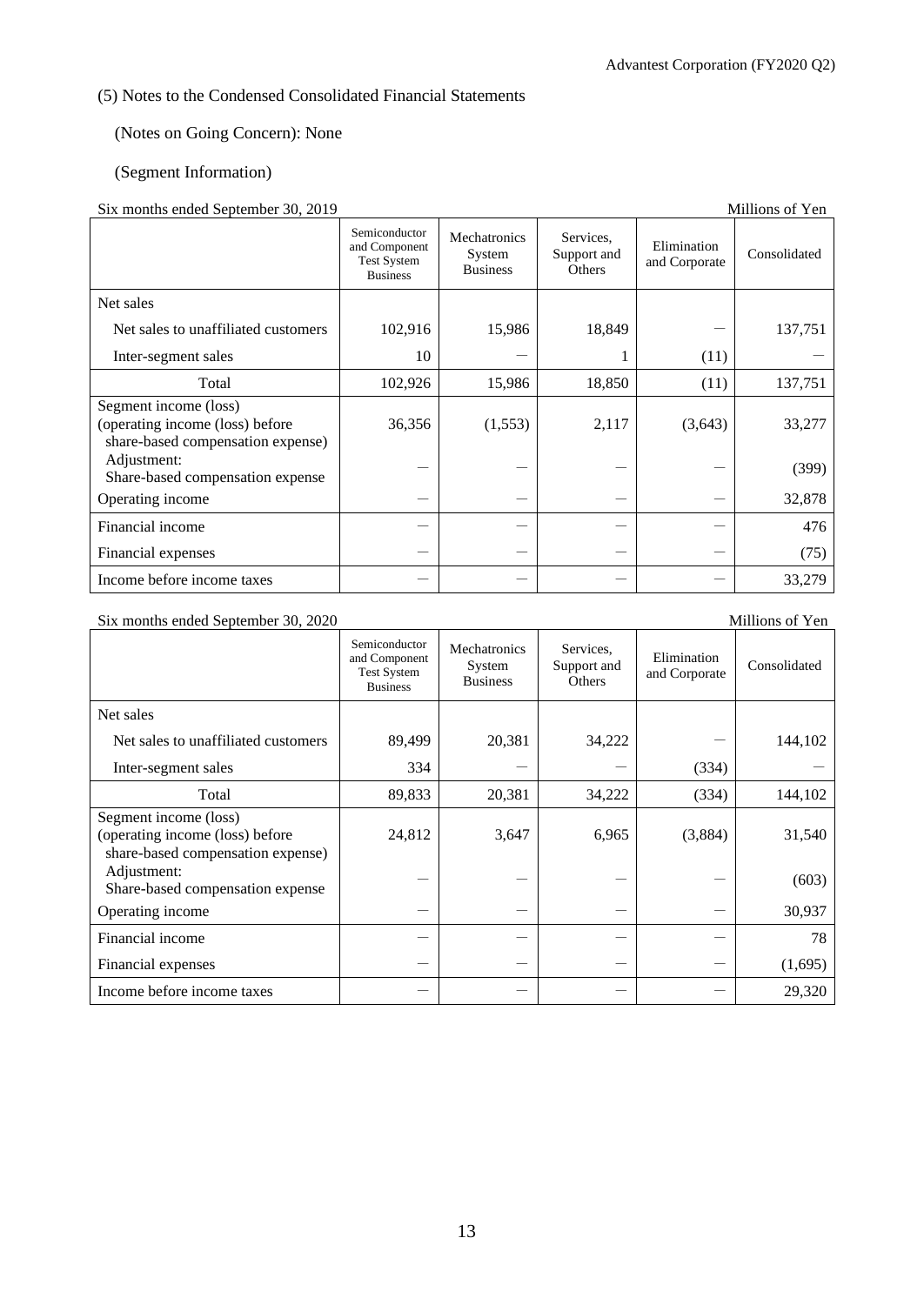(5) Notes to the Condensed Consolidated Financial Statements

(Notes on Going Concern): None

(Segment Information)

Six months ended September 30, 2019

Millions of Yen

| | Semiconductor and Component Test System Business | Mechatronics System Business | Services, Support and Others | Elimination and Corporate | Consolidated |
|---|---|---|---|---|---|
| Net sales | | | | | |
| Net sales to unaffiliated customers | 102,916 | 15,986 | 18,849 | — | 137,751 |
| Inter-segment sales | 10 | — | 1 | (11) | — |
| Total | 102,926 | 15,986 | 18,850 | (11) | 137,751 |
| Segment income (loss) (operating income (loss) before share-based compensation expense) | 36,356 | (1,553) | 2,117 | (3,643) | 33,277 |
| Adjustment: Share-based compensation expense | — | — | — | — | (399) |
| Operating income | — | — | — | — | 32,878 |
| Financial income | — | — | — | — | 476 |
| Financial expenses | — | — | — | — | (75) |
| Income before income taxes | — | — | — | — | 33,279 |

Six months ended September 30, 2020

Millions of Yen

| | Semiconductor and Component Test System Business | Mechatronics System Business | Services, Support and Others | Elimination and Corporate | Consolidated |
|---|---|---|---|---|---|
| Net sales | | | | | |
| Net sales to unaffiliated customers | 89,499 | 20,381 | 34,222 | — | 144,102 |
| Inter-segment sales | 334 | — | — | (334) | — |
| Total | 89,833 | 20,381 | 34,222 | (334) | 144,102 |
| Segment income (loss) (operating income (loss) before share-based compensation expense) | 24,812 | 3,647 | 6,965 | (3,884) | 31,540 |
| Adjustment: Share-based compensation expense | — | — | — | — | (603) |
| Operating income | — | — | — | — | 30,937 |
| Financial income | — | — | — | — | 78 |
| Financial expenses | — | — | — | — | (1,695) |
| Income before income taxes | — | — | — | — | 29,320 |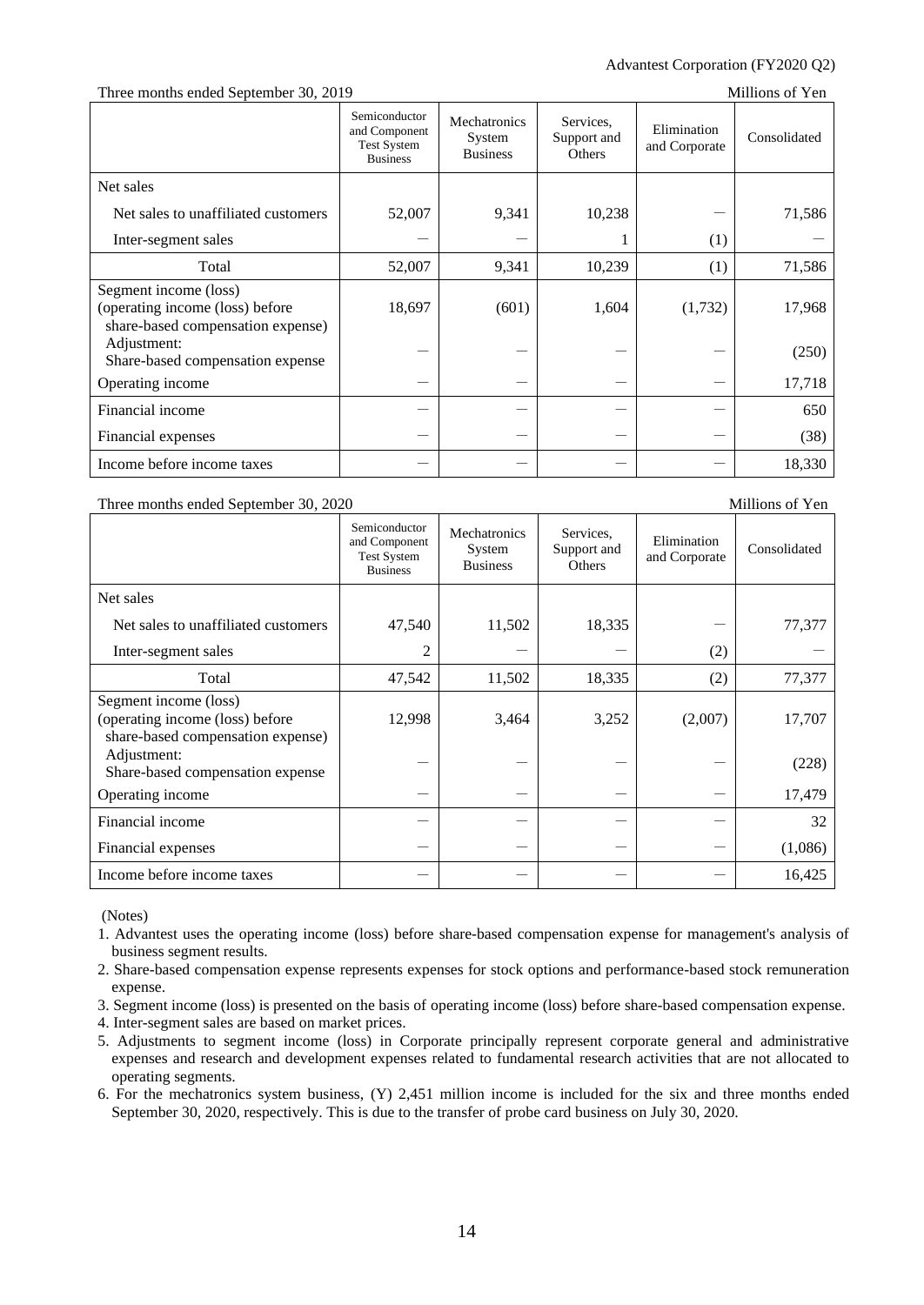Three months ended September 30, 2019 — Millions of Yen

| | Semiconductor and Component Test System Business | Mechatronics System Business | Services, Support and Others | Elimination and Corporate | Consolidated |
|---|---|---|---|---|---|
| Net sales | | | | | |
| Net sales to unaffiliated customers | 52,007 | 9,341 | 10,238 | — | 71,586 |
| Inter-segment sales | — | — | 1 | (1) | — |
| Total | 52,007 | 9,341 | 10,239 | (1) | 71,586 |
| Segment income (loss) (operating income (loss) before share-based compensation expense) | 18,697 | (601) | 1,604 | (1,732) | 17,968 |
| Adjustment: Share-based compensation expense | — | — | — | — | (250) |
| Operating income | — | — | — | — | 17,718 |
| Financial income | — | — | — | — | 650 |
| Financial expenses | — | — | — | — | (38) |
| Income before income taxes | — | — | — | — | 18,330 |

Three months ended September 30, 2020 — Millions of Yen

| | Semiconductor and Component Test System Business | Mechatronics System Business | Services, Support and Others | Elimination and Corporate | Consolidated |
|---|---|---|---|---|---|
| Net sales | | | | | |
| Net sales to unaffiliated customers | 47,540 | 11,502 | 18,335 | — | 77,377 |
| Inter-segment sales | 2 | — | — | (2) | — |
| Total | 47,542 | 11,502 | 18,335 | (2) | 77,377 |
| Segment income (loss) (operating income (loss) before share-based compensation expense) | 12,998 | 3,464 | 3,252 | (2,007) | 17,707 |
| Adjustment: Share-based compensation expense | — | — | — | — | (228) |
| Operating income | — | — | — | — | 17,479 |
| Financial income | — | — | — | — | 32 |
| Financial expenses | — | — | — | — | (1,086) |
| Income before income taxes | — | — | — | — | 16,425 |

(Notes)

1. Advantest uses the operating income (loss) before share-based compensation expense for management's analysis of business segment results.
2. Share-based compensation expense represents expenses for stock options and performance-based stock remuneration expense.
3. Segment income (loss) is presented on the basis of operating income (loss) before share-based compensation expense.
4. Inter-segment sales are based on market prices.
5. Adjustments to segment income (loss) in Corporate principally represent corporate general and administrative expenses and research and development expenses related to fundamental research activities that are not allocated to operating segments.
6. For the mechatronics system business, (Y) 2,451 million income is included for the six and three months ended September 30, 2020, respectively. This is due to the transfer of probe card business on July 30, 2020.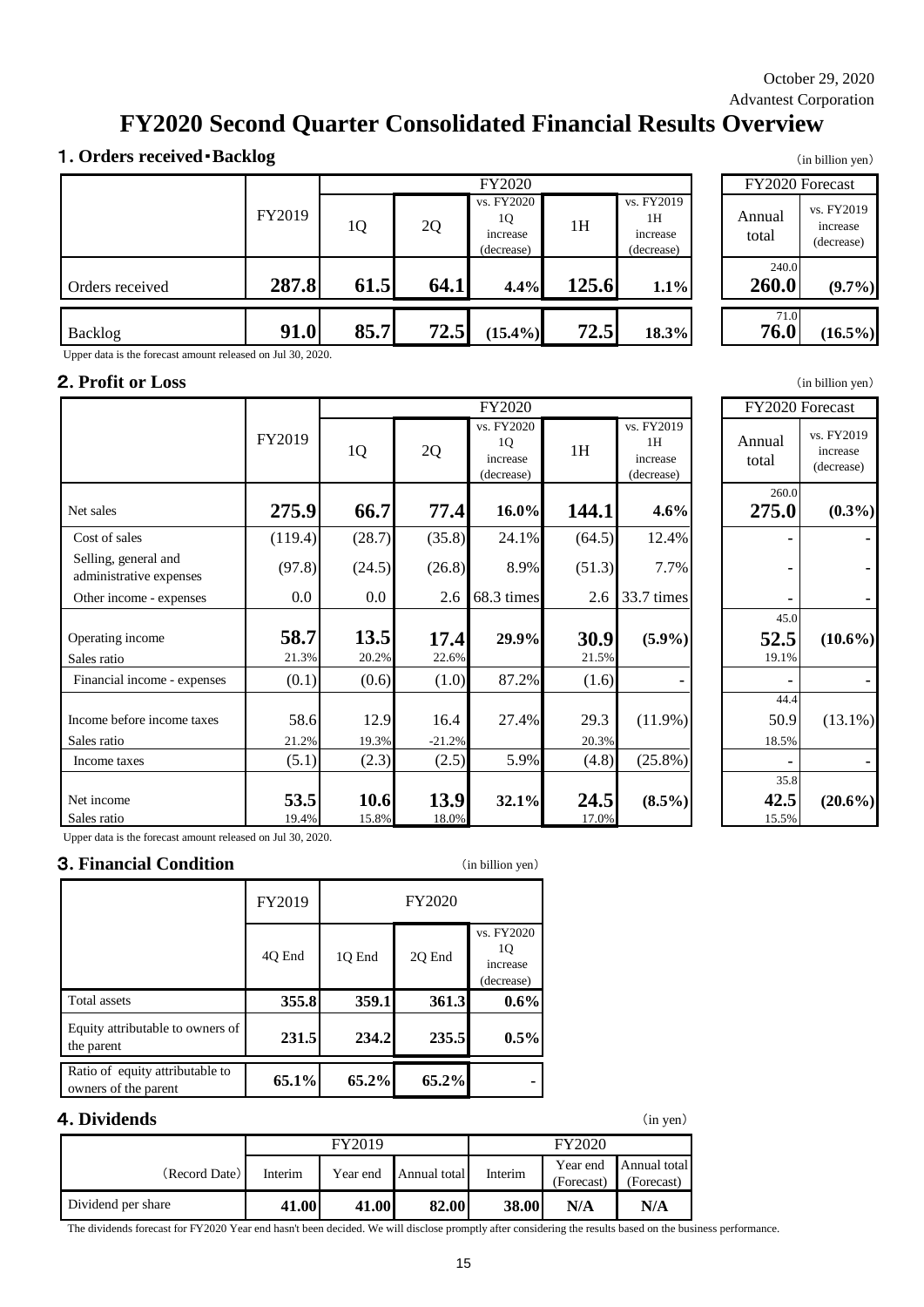October 29, 2020
Advantest Corporation

# FY2020 Second Quarter Consolidated Financial Results Overview

## 1. Orders received・Backlog

(in billion yen)

| | FY2019 | FY2020 | | | | | FY2020 Forecast | |
|---|---|---|---|---|---|---|---|---|
| | | 1Q | 2Q | vs. FY2020 1Q increase (decrease) | 1H | vs. FY2019 1H increase (decrease) | Annual total | vs. FY2019 increase (decrease) |
| Orders received | **287.8** | **61.5** | **64.1** | **4.4%** | **125.6** | **1.1%** | 240.0 **260.0** | **(9.7%)** |
| Backlog | **91.0** | **85.7** | **72.5** | **(15.4%)** | **72.5** | **18.3%** | 71.0 **76.0** | **(16.5%)** |

Upper data is the forecast amount released on Jul 30, 2020.

## 2. Profit or Loss

(in billion yen)

| | FY2019 | FY2020 | | | | | FY2020 Forecast | |
|---|---|---|---|---|---|---|---|---|
| | | 1Q | 2Q | vs. FY2020 1Q increase (decrease) | 1H | vs. FY2019 1H increase (decrease) | Annual total | vs. FY2019 increase (decrease) |
| Net sales | **275.9** | **66.7** | **77.4** | **16.0%** | **144.1** | **4.6%** | 260.0 **275.0** | **(0.3%)** |
| Cost of sales | (119.4) | (28.7) | (35.8) | 24.1% | (64.5) | 12.4% | - | - |
| Selling, general and administrative expenses | (97.8) | (24.5) | (26.8) | 8.9% | (51.3) | 7.7% | - | - |
| Other income - expenses | 0.0 | 0.0 | 2.6 | 68.3 times | 2.6 | 33.7 times | - | - |
| Operating income | **58.7** | **13.5** | **17.4** | **29.9%** | **30.9** | **(5.9%)** | 45.0 **52.5** | **(10.6%)** |
| Sales ratio | 21.3% | 20.2% | 22.6% | | 21.5% | | 19.1% | |
| Financial income - expenses | (0.1) | (0.6) | (1.0) | 87.2% | (1.6) | - | - | - |
| Income before income taxes | 58.6 | 12.9 | 16.4 | 27.4% | 29.3 | (11.9%) | 44.4 50.9 | (13.1%) |
| Sales ratio | 21.2% | 19.3% | -21.2% | | 20.3% | | 18.5% | |
| Income taxes | (5.1) | (2.3) | (2.5) | 5.9% | (4.8) | (25.8%) | - | - |
| Net income | **53.5** | **10.6** | **13.9** | **32.1%** | **24.5** | **(8.5%)** | 35.8 **42.5** | **(20.6%)** |
| Sales ratio | 19.4% | 15.8% | 18.0% | | 17.0% | | 15.5% | |

Upper data is the forecast amount released on Jul 30, 2020.

## 3. Financial Condition

(in billion yen)

| | FY2019 | FY2020 | | |
|---|---|---|---|---|
| | 4Q End | 1Q End | 2Q End | vs. FY2020 1Q increase (decrease) |
| Total assets | **355.8** | **359.1** | **361.3** | **0.6%** |
| Equity attributable to owners of the parent | **231.5** | **234.2** | **235.5** | **0.5%** |
| Ratio of equity attributable to owners of the parent | **65.1%** | **65.2%** | **65.2%** | - |

## 4. Dividends

(in yen)

| | FY2019 | | | FY2020 | | |
|---|---|---|---|---|---|---|
| (Record Date) | Interim | Year end | Annual total | Interim | Year end (Forecast) | Annual total (Forecast) |
| Dividend per share | **41.00** | **41.00** | **82.00** | **38.00** | **N/A** | **N/A** |

The dividends forecast for FY2020 Year end hasn't been decided. We will disclose promptly after considering the results based on the business performance.